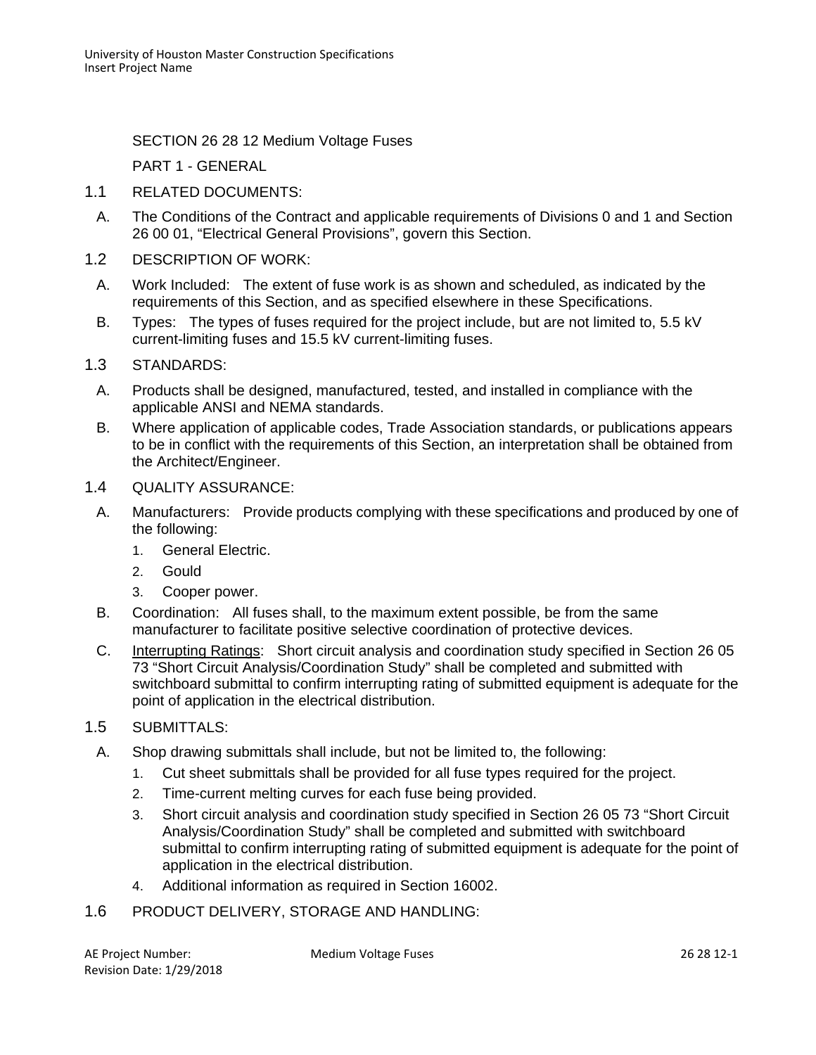# SECTION 26 28 12 Medium Voltage Fuses

## PART 1 - GENERAL

### 1.1 RELATED DOCUMENTS:

A. The Conditions of the Contract and applicable requirements of Divisions 0 and 1 and Section 26 00 01, "Electrical General Provisions", govern this Section.

### 1.2 DESCRIPTION OF WORK:

A. Work Included: The extent of fuse work is as shown and scheduled, as indicated by the requirements of this Section, and as specified elsewhere in these Specifications.

B. Types: The types of fuses required for the project include, but are not limited to, 5.5 kV current-limiting fuses and 15.5 kV current-limiting fuses.

### 1.3 STANDARDS:

A. Products shall be designed, manufactured, tested, and installed in compliance with the applicable ANSI and NEMA standards.

B. Where application of applicable codes, Trade Association standards, or publications appears to be in conflict with the requirements of this Section, an interpretation shall be obtained from the Architect/Engineer.

### 1.4 QUALITY ASSURANCE:

A. Manufacturers: Provide products complying with these specifications and produced by one of the following:

1. General Electric.
2. Gould
3. Cooper power.

B. Coordination: All fuses shall, to the maximum extent possible, be from the same manufacturer to facilitate positive selective coordination of protective devices.

C. Interrupting Ratings: Short circuit analysis and coordination study specified in Section 26 05 73 "Short Circuit Analysis/Coordination Study" shall be completed and submitted with switchboard submittal to confirm interrupting rating of submitted equipment is adequate for the point of application in the electrical distribution.

### 1.5 SUBMITTALS:

A. Shop drawing submittals shall include, but not be limited to, the following:

1. Cut sheet submittals shall be provided for all fuse types required for the project.
2. Time-current melting curves for each fuse being provided.
3. Short circuit analysis and coordination study specified in Section 26 05 73 "Short Circuit Analysis/Coordination Study" shall be completed and submitted with switchboard submittal to confirm interrupting rating of submitted equipment is adequate for the point of application in the electrical distribution.
4. Additional information as required in Section 16002.

### 1.6 PRODUCT DELIVERY, STORAGE AND HANDLING: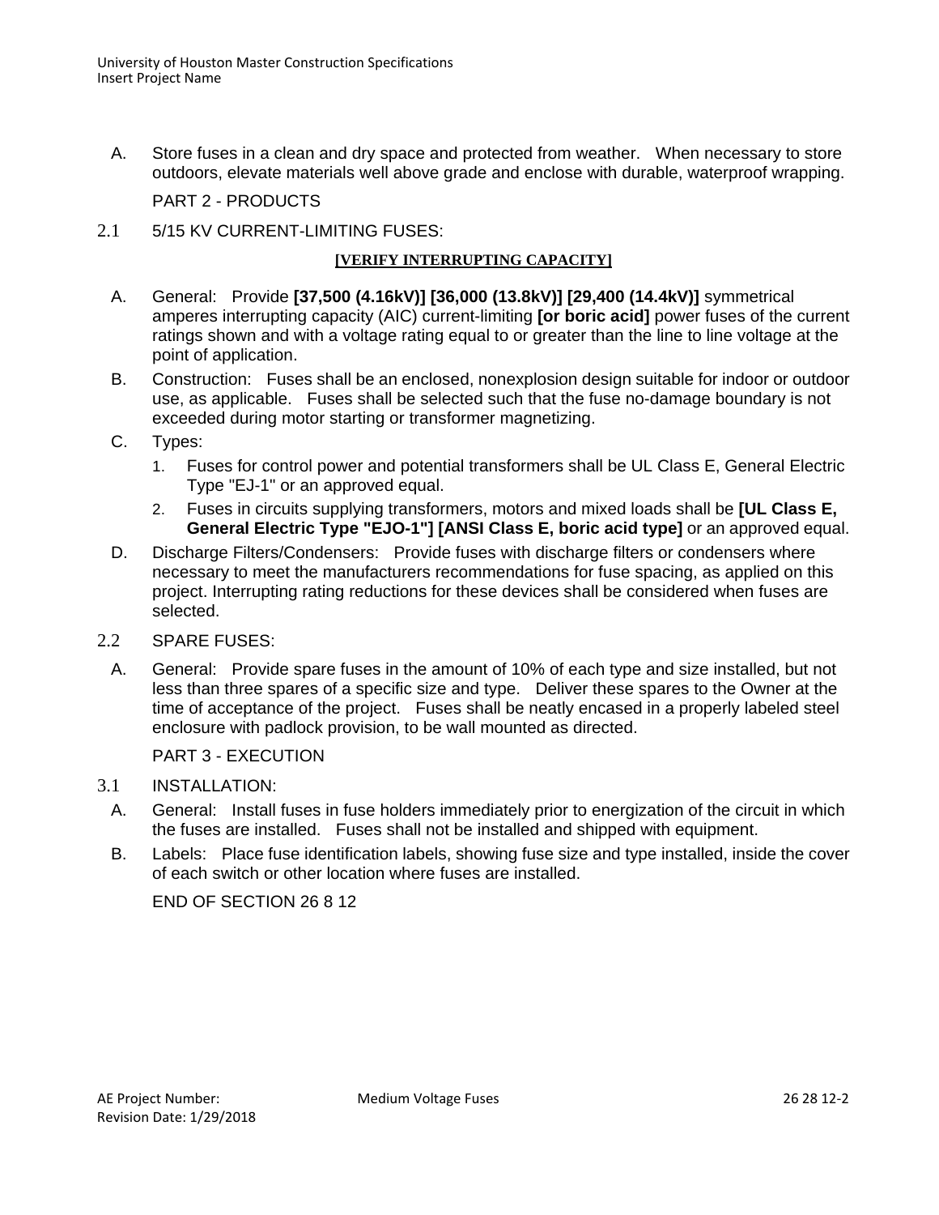A. Store fuses in a clean and dry space and protected from weather. When necessary to store outdoors, elevate materials well above grade and enclose with durable, waterproof wrapping.

## PART 2 - PRODUCTS

### 2.1 5/15 KV CURRENT-LIMITING FUSES:

**[VERIFY INTERRUPTING CAPACITY]**

A. General: Provide **[37,500 (4.16kV)] [36,000 (13.8kV)] [29,400 (14.4kV)]** symmetrical amperes interrupting capacity (AIC) current-limiting **[or boric acid]** power fuses of the current ratings shown and with a voltage rating equal to or greater than the line to line voltage at the point of application.

B. Construction: Fuses shall be an enclosed, nonexplosion design suitable for indoor or outdoor use, as applicable. Fuses shall be selected such that the fuse no-damage boundary is not exceeded during motor starting or transformer magnetizing.

C. Types:

1. Fuses for control power and potential transformers shall be UL Class E, General Electric Type "EJ-1" or an approved equal.
2. Fuses in circuits supplying transformers, motors and mixed loads shall be **[UL Class E, General Electric Type "EJO-1"] [ANSI Class E, boric acid type]** or an approved equal.

D. Discharge Filters/Condensers: Provide fuses with discharge filters or condensers where necessary to meet the manufacturers recommendations for fuse spacing, as applied on this project. Interrupting rating reductions for these devices shall be considered when fuses are selected.

### 2.2 SPARE FUSES:

A. General: Provide spare fuses in the amount of 10% of each type and size installed, but not less than three spares of a specific size and type. Deliver these spares to the Owner at the time of acceptance of the project. Fuses shall be neatly encased in a properly labeled steel enclosure with padlock provision, to be wall mounted as directed.

## PART 3 - EXECUTION

### 3.1 INSTALLATION:

A. General: Install fuses in fuse holders immediately prior to energization of the circuit in which the fuses are installed. Fuses shall not be installed and shipped with equipment.

B. Labels: Place fuse identification labels, showing fuse size and type installed, inside the cover of each switch or other location where fuses are installed.

END OF SECTION 26 8 12